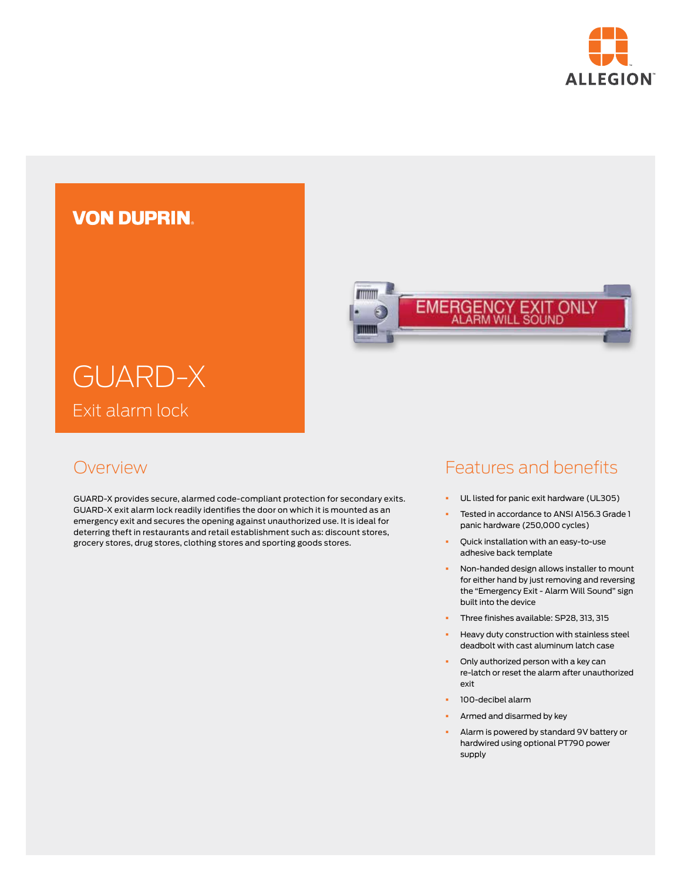VON DUPRIN

# GUARD-X

Exit alarm lock

## Overview

GUARD-X provides secure, alarmed code-compliant protection for secondary exits. GUARD-X exit alarm lock readily identifies the door on which it is mounted as an emergency exit and secures the opening against unauthorized use. It is ideal for deterring theft in restaurants and retail establishment such as: discount stores, grocery stores, drug stores, clothing stores and sporting goods stores.

## Features and benefits

- UL listed for panic exit hardware (UL305)
- Tested in accordance to ANSI A156.3 Grade 1 panic hardware (250,000 cycles)
- Quick installation with an easy-to-use adhesive back template
- Non-handed design allows installer to mount for either hand by just removing and reversing the "Emergency Exit - Alarm Will Sound" sign built into the device
- Three finishes available: SP28, 313, 315
- Heavy duty construction with stainless steel deadbolt with cast aluminum latch case
- Only authorized person with a key can re-latch or reset the alarm after unauthorized exit
- 100-decibel alarm
- Armed and disarmed by key
- Alarm is powered by standard 9V battery or hardwired using optional PT790 power supply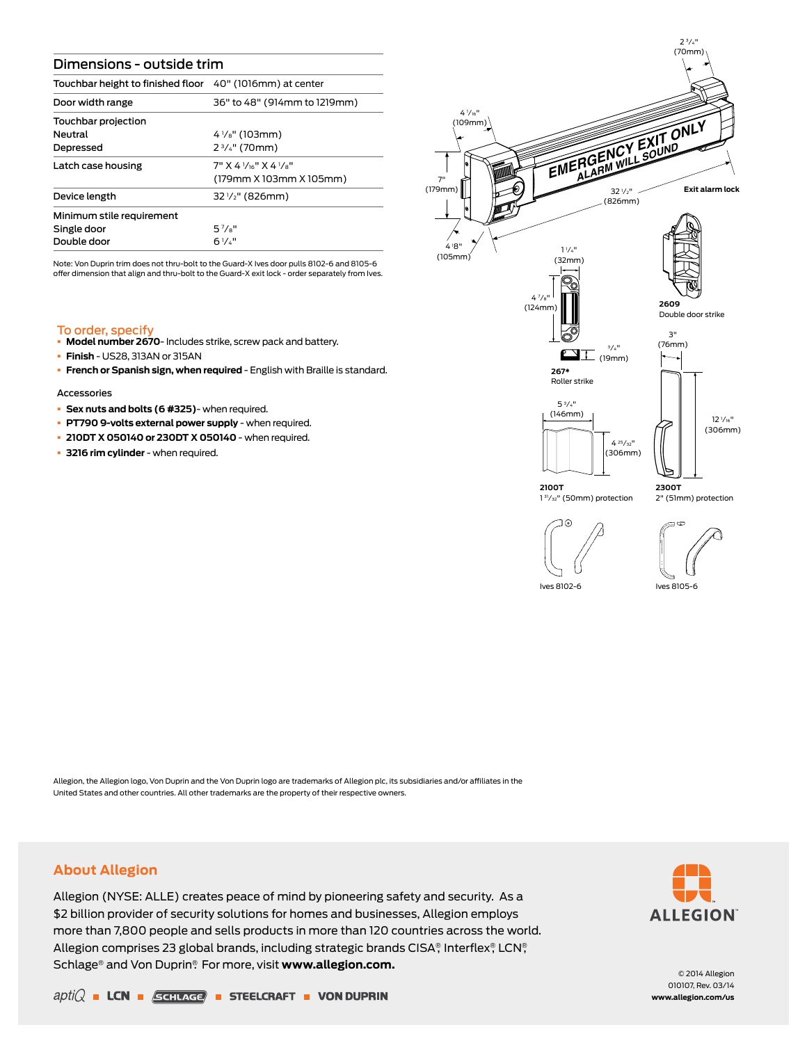## Dimensions - outside trim

| | |
|---|---|
| Touchbar height to finished floor | 40" (1016mm) at center |
| Door width range | 36" to 48" (914mm to 1219mm) |
| Touchbar projection<br>Neutral<br>Depressed | <br>4 1/8" (103mm)<br>2 3/4" (70mm) |
| Latch case housing | 7" X 4 1/16" X 4 1/8"<br>(179mm X 103mm X 105mm) |
| Device length | 32 1/2" (826mm) |
| Minimum stile requirement<br>Single door<br>Double door | <br>5 7/8"<br>6 1/4" |

Note: Von Duprin trim does not thru-bolt to the Guard-X Ives door pulls 8102-6 and 8105-6 offer dimension that align and thru-bolt to the Guard-X exit lock - order separately from Ives.

## To order, specify

- **Model number 2670**- Includes strike, screw pack and battery.
- **Finish** - US28, 313AN or 315AN
- **French or Spanish sign, when required** - English with Braille is standard.

Accessories

- **Sex nuts and bolts (6 #325)**- when required.
- **PT790 9-volts external power supply** - when required.
- **210DT X 050140 or 230DT X 050140** - when required.
- **3216 rim cylinder** - when required.

2 3/4" (70mm)

4 1/16" (109mm)

7" (179mm)

4 1/8" (105mm)

32 1/2" (826mm)

EMERGENCY EXIT ONLY
ALARM WILL SOUND

Exit alarm lock

1 1/4" (32mm)

4 7/8" (124mm)

3/4" (19mm)

**267***
Roller strike

**2609**
Double door strike

3" (76mm)

12 1/16" (306mm)

5 3/4" (146mm)

4 25/32" (306mm)

**2100T**
1 31/32" (50mm) protection

**2300T**
2" (51mm) protection

Ives 8102-6

Ives 8105-6

Allegion, the Allegion logo, Von Duprin and the Von Duprin logo are trademarks of Allegion plc, its subsidiaries and/or affiliates in the United States and other countries. All other trademarks are the property of their respective owners.

## About Allegion

Allegion (NYSE: ALLE) creates peace of mind by pioneering safety and security. As a $2 billion provider of security solutions for homes and businesses, Allegion employs more than 7,800 people and sells products in more than 120 countries across the world. Allegion comprises 23 global brands, including strategic brands CISA®, Interflex®, LCN®, Schlage® and Von Duprin®. For more, visit **www.allegion.com.**

aptiQ ■ LCN ■ SCHLAGE ■ STEELCRAFT ■ VON DUPRIN

ALLEGION™

© 2014 Allegion
010107, Rev. 03/14
**www.allegion.com/us**